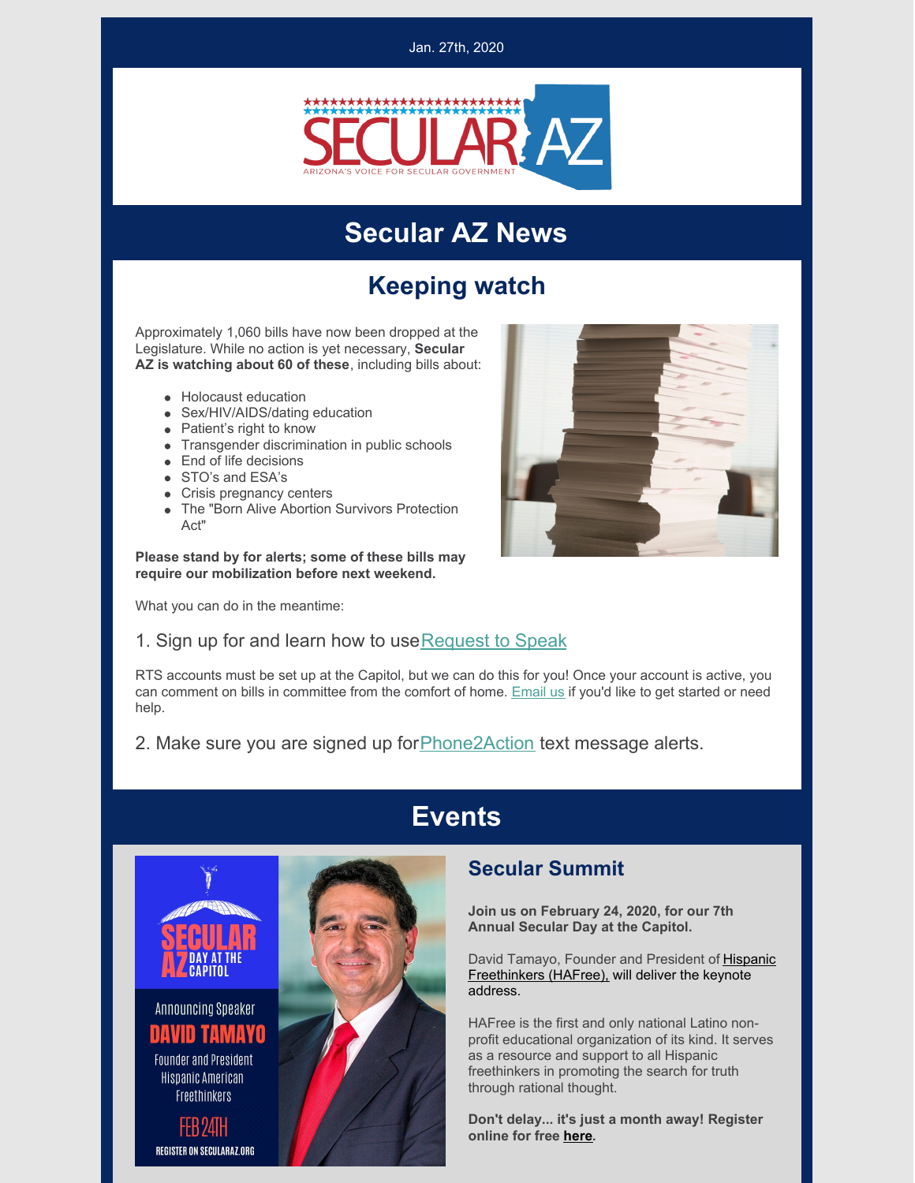Jan. 27th, 2020

# Secular AZ News

## Keeping watch

Approximately 1,060 bills have now been dropped at the Legislature. While no action is yet necessary, **Secular AZ is watching about 60 of these**, including bills about:

- Holocaust education
- Sex/HIV/AIDS/dating education
- Patient's right to know
- Transgender discrimination in public schools
- End of life decisions
- STO's and ESA's
- Crisis pregnancy centers
- The "Born Alive Abortion Survivors Protection Act"

**Please stand by for alerts; some of these bills may require our mobilization before next weekend.**

What you can do in the meantime:

1. Sign up for and learn how to use Request to Speak

RTS accounts must be set up at the Capitol, but we can do this for you! Once your account is active, you can comment on bills in committee from the comfort of home. Email us if you'd like to get started or need help.

2. Make sure you are signed up for Phone2Action text message alerts.

# Events

### Secular Summit

**Join us on February 24, 2020, for our 7th Annual Secular Day at the Capitol.**

David Tamayo, Founder and President of Hispanic Freethinkers (HAFree), will deliver the keynote address.

HAFree is the first and only national Latino non-profit educational organization of its kind. It serves as a resource and support to all Hispanic freethinkers in promoting the search for truth through rational thought.

**Don't delay... it's just a month away! Register online for free here.**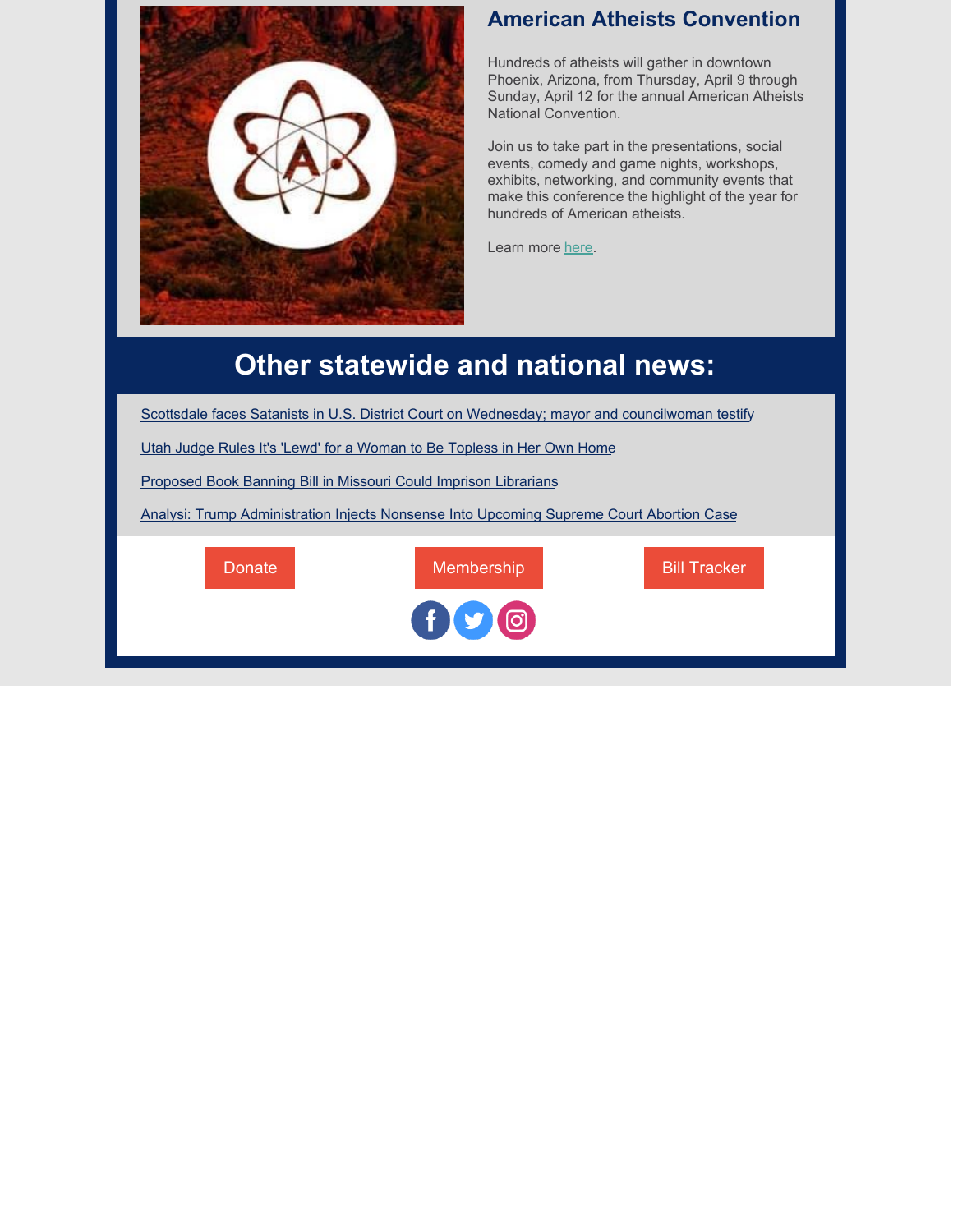## American Atheists Convention

Hundreds of atheists will gather in downtown Phoenix, Arizona, from Thursday, April 9 through Sunday, April 12 for the annual American Atheists National Convention.

Join us to take part in the presentations, social events, comedy and game nights, workshops, exhibits, networking, and community events that make this conference the highlight of the year for hundreds of American atheists.

Learn more here.

# Other statewide and national news:

Scottsdale faces Satanists in U.S. District Court on Wednesday; mayor and councilwoman testify

Utah Judge Rules It's 'Lewd' for a Woman to Be Topless in Her Own Home

Proposed Book Banning Bill in Missouri Could Imprison Librarians

Analysi: Trump Administration Injects Nonsense Into Upcoming Supreme Court Abortion Case

Donate | Membership | Bill Tracker